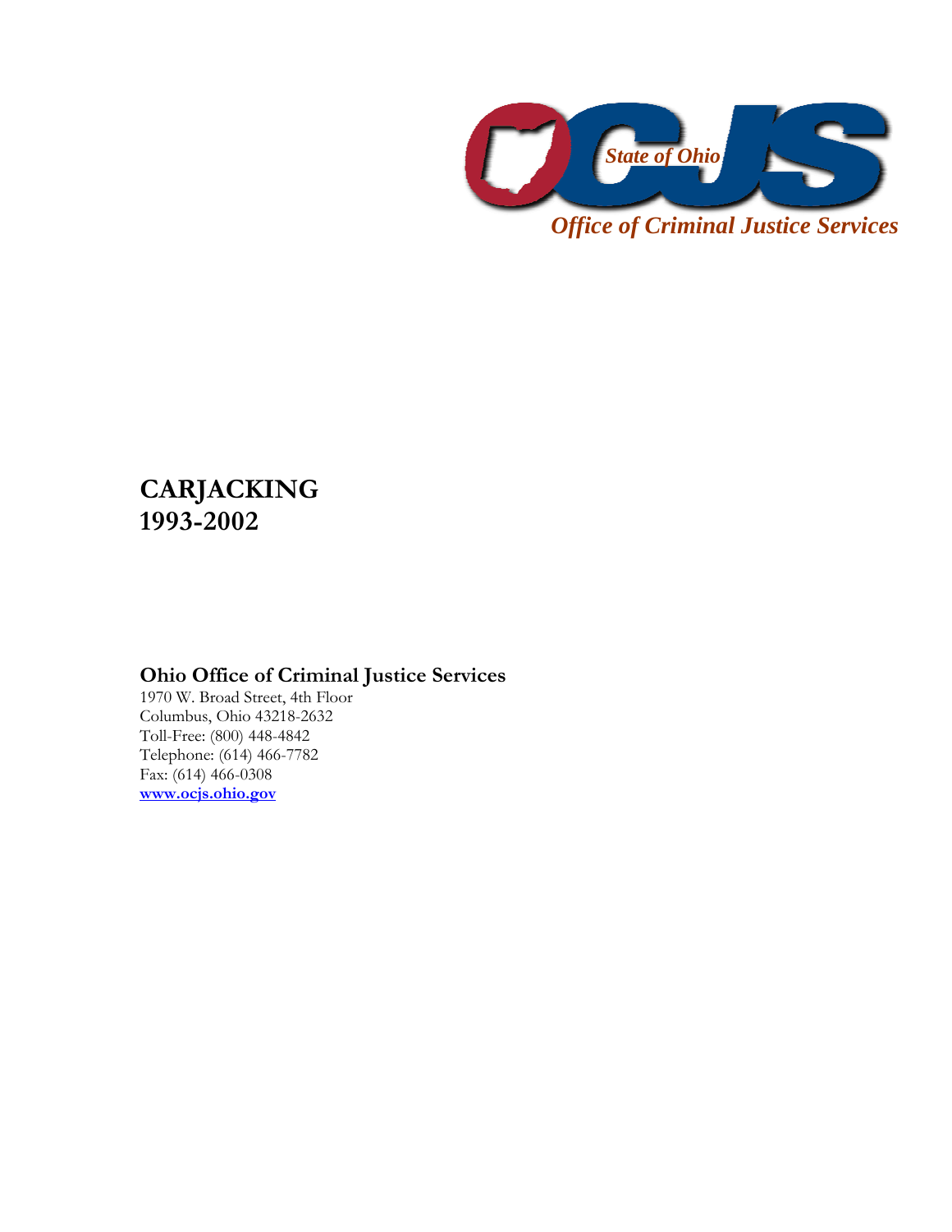OCJS

*State of Ohio*

*Office of Criminal Justice Services*

# CARJACKING
# 1993-2002

**Ohio Office of Criminal Justice Services**

1970 W. Broad Street, 4th Floor
Columbus, Ohio 43218-2632
Toll-Free: (800) 448-4842
Telephone: (614) 466-7782
Fax: (614) 466-0308
**www.ocjs.ohio.gov**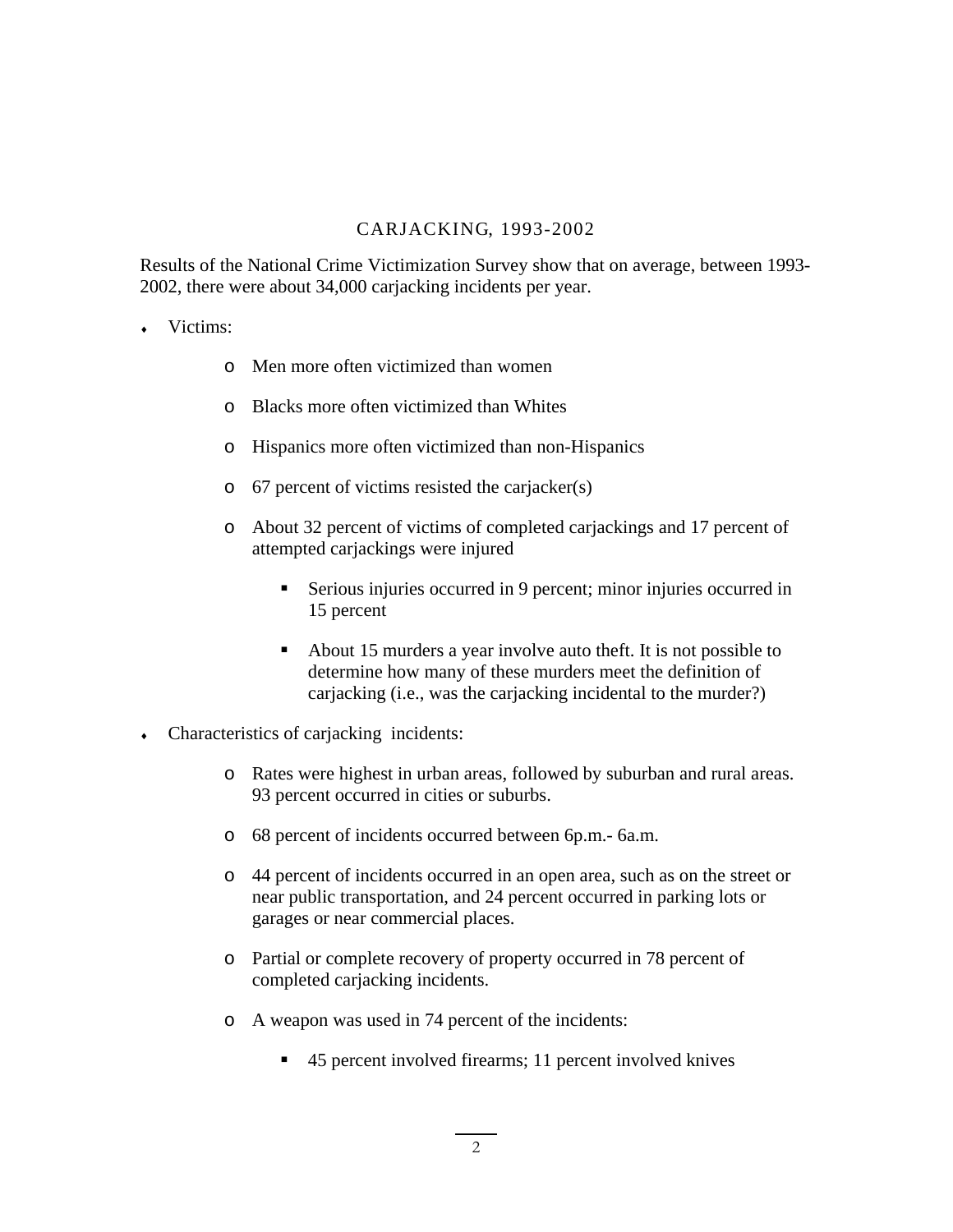# CARJACKING, 1993-2002

Results of the National Crime Victimization Survey show that on average, between 1993-2002, there were about 34,000 carjacking incidents per year.

- Victims:
  - Men more often victimized than women
  - Blacks more often victimized than Whites
  - Hispanics more often victimized than non-Hispanics
  - 67 percent of victims resisted the carjacker(s)
  - About 32 percent of victims of completed carjackings and 17 percent of attempted carjackings were injured
    - Serious injuries occurred in 9 percent; minor injuries occurred in 15 percent
    - About 15 murders a year involve auto theft. It is not possible to determine how many of these murders meet the definition of carjacking (i.e., was the carjacking incidental to the murder?)
- Characteristics of carjacking incidents:
  - Rates were highest in urban areas, followed by suburban and rural areas. 93 percent occurred in cities or suburbs.
  - 68 percent of incidents occurred between 6p.m.- 6a.m.
  - 44 percent of incidents occurred in an open area, such as on the street or near public transportation, and 24 percent occurred in parking lots or garages or near commercial places.
  - Partial or complete recovery of property occurred in 78 percent of completed carjacking incidents.
  - A weapon was used in 74 percent of the incidents:
    - 45 percent involved firearms; 11 percent involved knives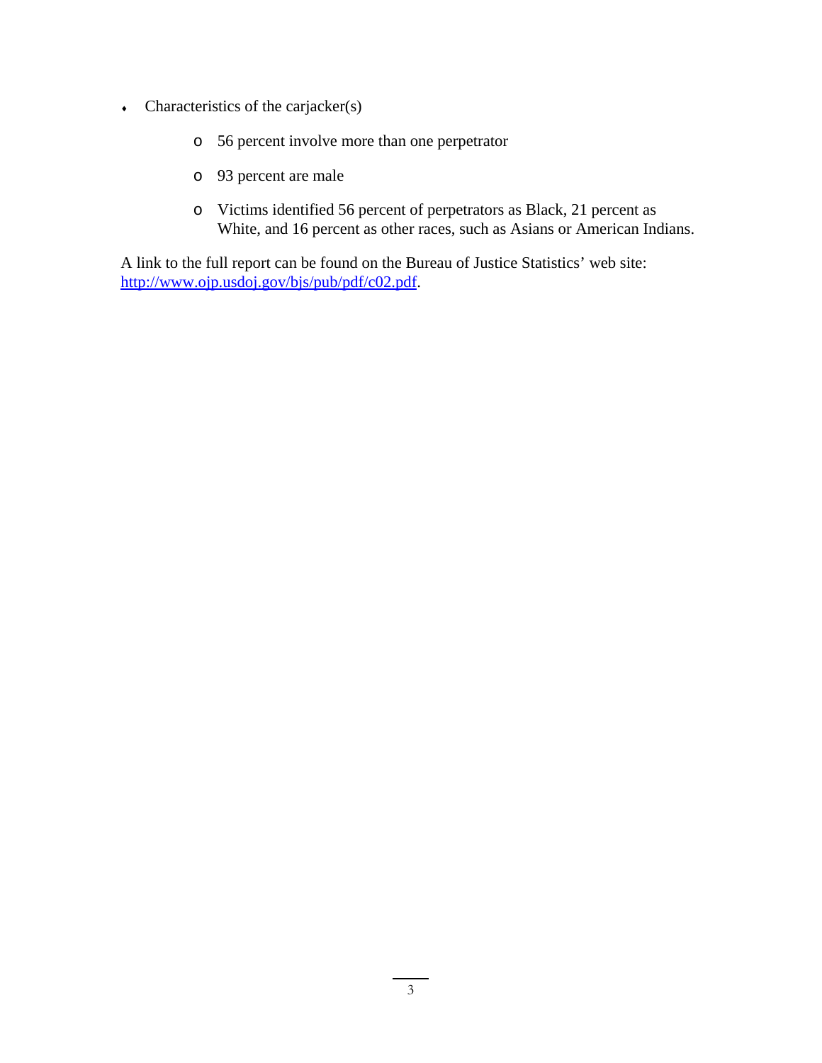- Characteristics of the carjacker(s)
  - 56 percent involve more than one perpetrator
  - 93 percent are male
  - Victims identified 56 percent of perpetrators as Black, 21 percent as White, and 16 percent as other races, such as Asians or American Indians.

A link to the full report can be found on the Bureau of Justice Statistics' web site: [http://www.ojp.usdoj.gov/bjs/pub/pdf/c02.pdf](http://www.ojp.usdoj.gov/bjs/pub/pdf/c02.pdf).